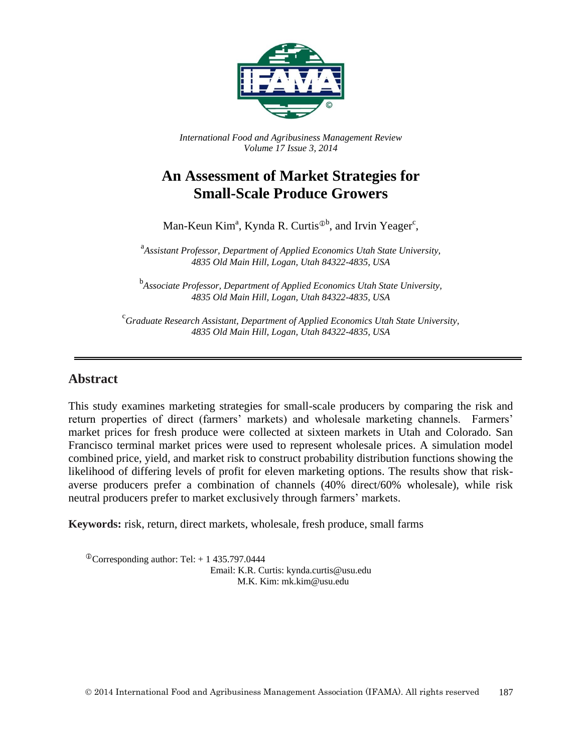*International Food and Agribusiness Management Review*
*Volume 17 Issue 3, 2014*

# An Assessment of Market Strategies for Small-Scale Produce Growers

Man-Keun Kim[a], Kynda R. Curtis[ⓣb], and Irvin Yeager[c],

[a]*Assistant Professor, Department of Applied Economics Utah State University, 4835 Old Main Hill, Logan, Utah 84322-4835, USA*

[b]*Associate Professor, Department of Applied Economics Utah State University, 4835 Old Main Hill, Logan, Utah 84322-4835, USA*

[c]*Graduate Research Assistant, Department of Applied Economics Utah State University, 4835 Old Main Hill, Logan, Utah 84322-4835, USA*

---

## Abstract

This study examines marketing strategies for small-scale producers by comparing the risk and return properties of direct (farmers' markets) and wholesale marketing channels. Farmers' market prices for fresh produce were collected at sixteen markets in Utah and Colorado. San Francisco terminal market prices were used to represent wholesale prices. A simulation model combined price, yield, and market risk to construct probability distribution functions showing the likelihood of differing levels of profit for eleven marketing options. The results show that risk-averse producers prefer a combination of channels (40% direct/60% wholesale), while risk neutral producers prefer to market exclusively through farmers' markets.

**Keywords:** risk, return, direct markets, wholesale, fresh produce, small farms

ⓣCorresponding author: Tel: + 1 435.797.0444
Email: K.R. Curtis: kynda.curtis@usu.edu
M.K. Kim: mk.kim@usu.edu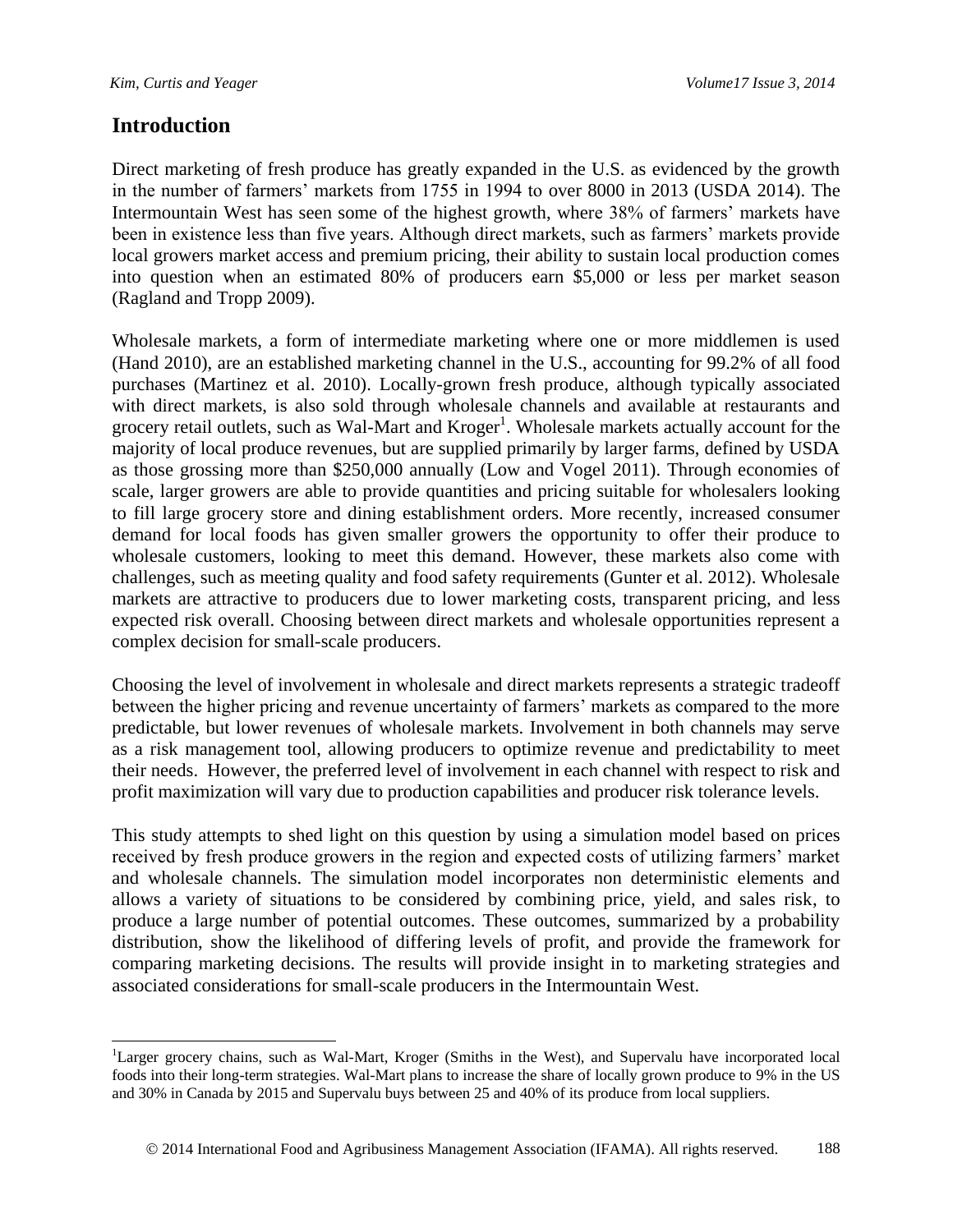## Introduction

Direct marketing of fresh produce has greatly expanded in the U.S. as evidenced by the growth in the number of farmers' markets from 1755 in 1994 to over 8000 in 2013 (USDA 2014). The Intermountain West has seen some of the highest growth, where 38% of farmers' markets have been in existence less than five years. Although direct markets, such as farmers' markets provide local growers market access and premium pricing, their ability to sustain local production comes into question when an estimated 80% of producers earn $5,000 or less per market season (Ragland and Tropp 2009).

Wholesale markets, a form of intermediate marketing where one or more middlemen is used (Hand 2010), are an established marketing channel in the U.S., accounting for 99.2% of all food purchases (Martinez et al. 2010). Locally-grown fresh produce, although typically associated with direct markets, is also sold through wholesale channels and available at restaurants and grocery retail outlets, such as Wal-Mart and Kroger[1]. Wholesale markets actually account for the majority of local produce revenues, but are supplied primarily by larger farms, defined by USDA as those grossing more than $250,000 annually (Low and Vogel 2011). Through economies of scale, larger growers are able to provide quantities and pricing suitable for wholesalers looking to fill large grocery store and dining establishment orders. More recently, increased consumer demand for local foods has given smaller growers the opportunity to offer their produce to wholesale customers, looking to meet this demand. However, these markets also come with challenges, such as meeting quality and food safety requirements (Gunter et al. 2012). Wholesale markets are attractive to producers due to lower marketing costs, transparent pricing, and less expected risk overall. Choosing between direct markets and wholesale opportunities represent a complex decision for small-scale producers.

Choosing the level of involvement in wholesale and direct markets represents a strategic tradeoff between the higher pricing and revenue uncertainty of farmers' markets as compared to the more predictable, but lower revenues of wholesale markets. Involvement in both channels may serve as a risk management tool, allowing producers to optimize revenue and predictability to meet their needs. However, the preferred level of involvement in each channel with respect to risk and profit maximization will vary due to production capabilities and producer risk tolerance levels.

This study attempts to shed light on this question by using a simulation model based on prices received by fresh produce growers in the region and expected costs of utilizing farmers' market and wholesale channels. The simulation model incorporates non deterministic elements and allows a variety of situations to be considered by combining price, yield, and sales risk, to produce a large number of potential outcomes. These outcomes, summarized by a probability distribution, show the likelihood of differing levels of profit, and provide the framework for comparing marketing decisions. The results will provide insight in to marketing strategies and associated considerations for small-scale producers in the Intermountain West.

---

[1]Larger grocery chains, such as Wal-Mart, Kroger (Smiths in the West), and Supervalu have incorporated local foods into their long-term strategies. Wal-Mart plans to increase the share of locally grown produce to 9% in the US and 30% in Canada by 2015 and Supervalu buys between 25 and 40% of its produce from local suppliers.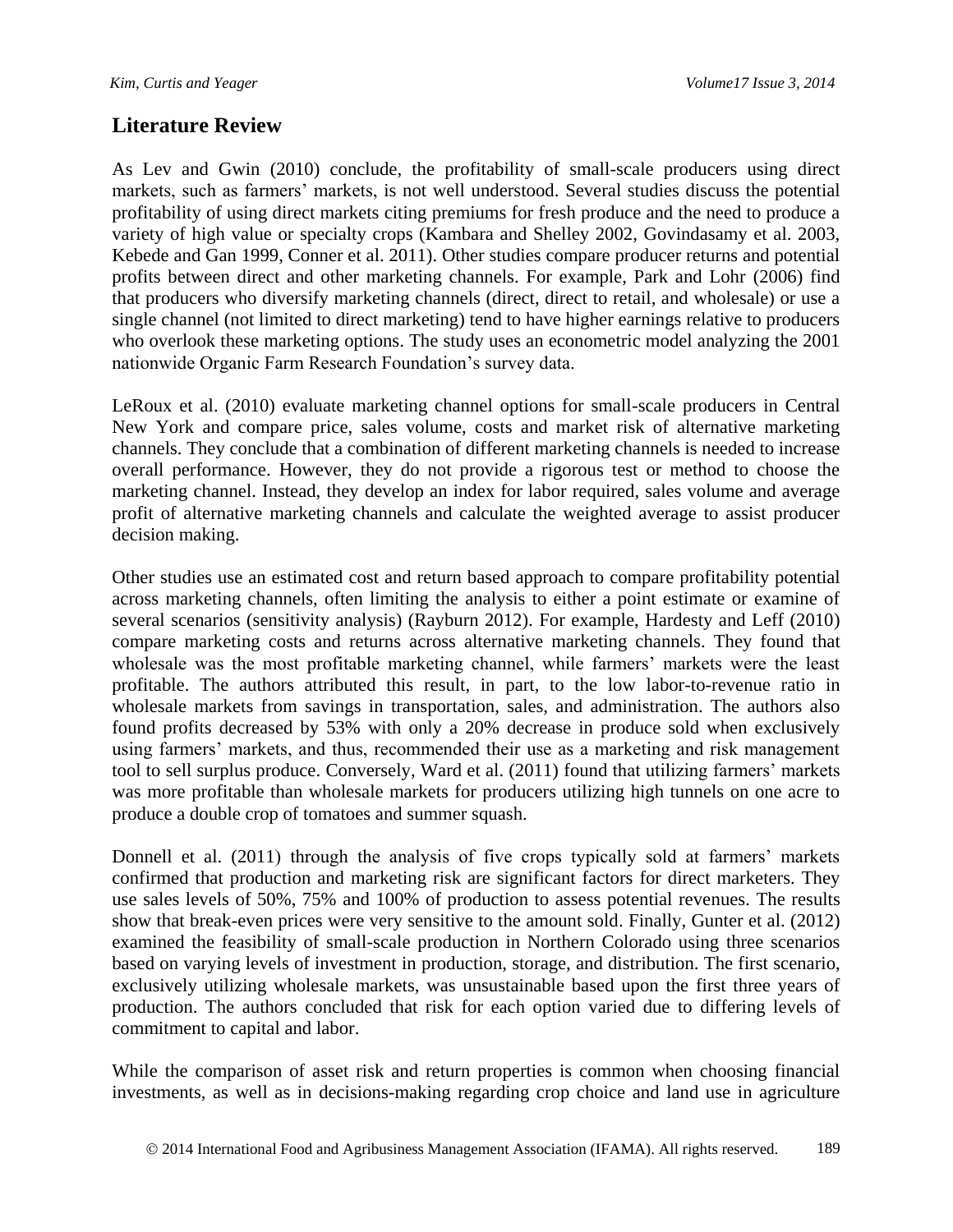## Literature Review

As Lev and Gwin (2010) conclude, the profitability of small-scale producers using direct markets, such as farmers' markets, is not well understood. Several studies discuss the potential profitability of using direct markets citing premiums for fresh produce and the need to produce a variety of high value or specialty crops (Kambara and Shelley 2002, Govindasamy et al. 2003, Kebede and Gan 1999, Conner et al. 2011). Other studies compare producer returns and potential profits between direct and other marketing channels. For example, Park and Lohr (2006) find that producers who diversify marketing channels (direct, direct to retail, and wholesale) or use a single channel (not limited to direct marketing) tend to have higher earnings relative to producers who overlook these marketing options. The study uses an econometric model analyzing the 2001 nationwide Organic Farm Research Foundation's survey data.

LeRoux et al. (2010) evaluate marketing channel options for small-scale producers in Central New York and compare price, sales volume, costs and market risk of alternative marketing channels. They conclude that a combination of different marketing channels is needed to increase overall performance. However, they do not provide a rigorous test or method to choose the marketing channel. Instead, they develop an index for labor required, sales volume and average profit of alternative marketing channels and calculate the weighted average to assist producer decision making.

Other studies use an estimated cost and return based approach to compare profitability potential across marketing channels, often limiting the analysis to either a point estimate or examine of several scenarios (sensitivity analysis) (Rayburn 2012). For example, Hardesty and Leff (2010) compare marketing costs and returns across alternative marketing channels. They found that wholesale was the most profitable marketing channel, while farmers' markets were the least profitable. The authors attributed this result, in part, to the low labor-to-revenue ratio in wholesale markets from savings in transportation, sales, and administration. The authors also found profits decreased by 53% with only a 20% decrease in produce sold when exclusively using farmers' markets, and thus, recommended their use as a marketing and risk management tool to sell surplus produce. Conversely, Ward et al. (2011) found that utilizing farmers' markets was more profitable than wholesale markets for producers utilizing high tunnels on one acre to produce a double crop of tomatoes and summer squash.

Donnell et al. (2011) through the analysis of five crops typically sold at farmers' markets confirmed that production and marketing risk are significant factors for direct marketers. They use sales levels of 50%, 75% and 100% of production to assess potential revenues. The results show that break-even prices were very sensitive to the amount sold. Finally, Gunter et al. (2012) examined the feasibility of small-scale production in Northern Colorado using three scenarios based on varying levels of investment in production, storage, and distribution. The first scenario, exclusively utilizing wholesale markets, was unsustainable based upon the first three years of production. The authors concluded that risk for each option varied due to differing levels of commitment to capital and labor.

While the comparison of asset risk and return properties is common when choosing financial investments, as well as in decisions-making regarding crop choice and land use in agriculture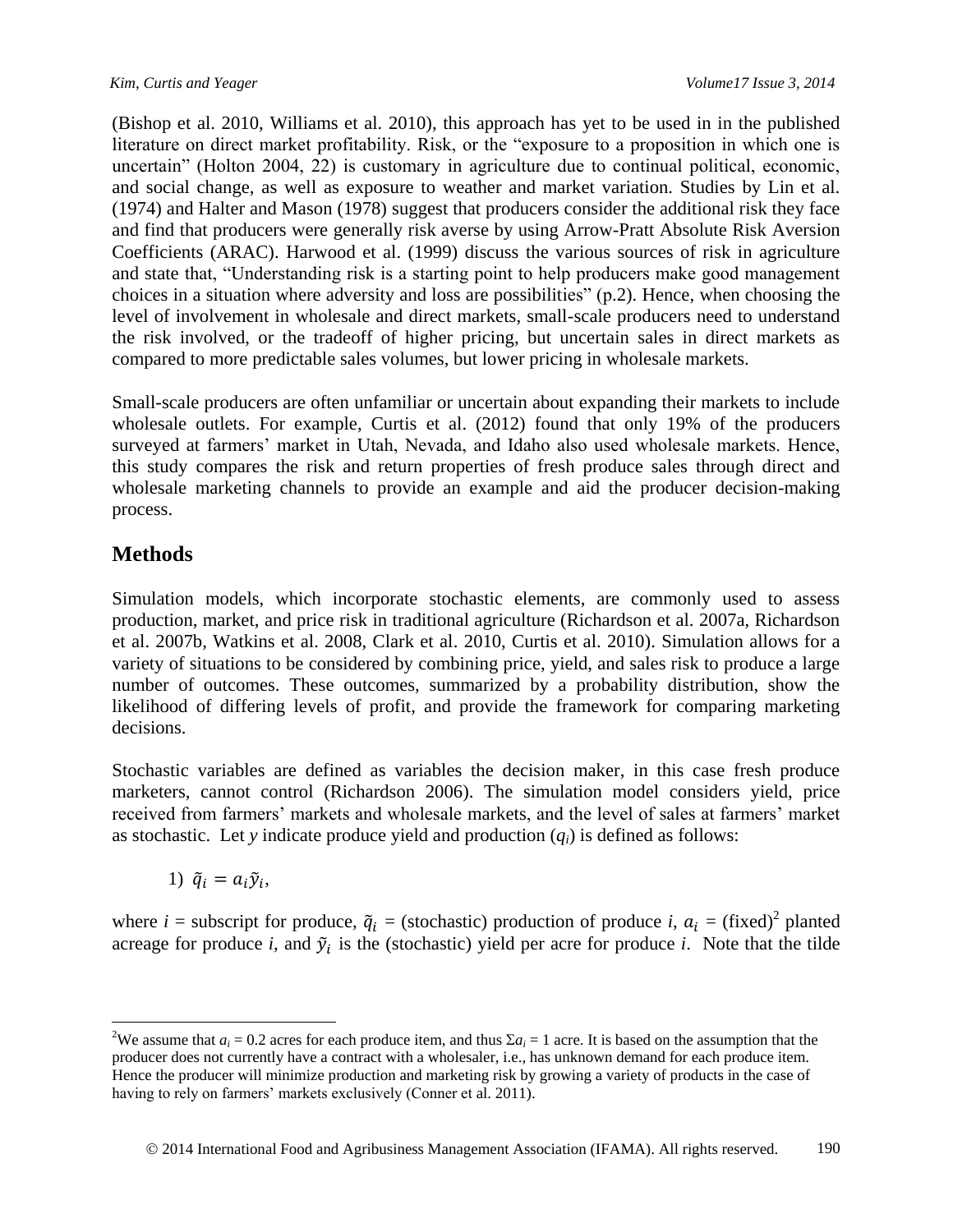(Bishop et al. 2010, Williams et al. 2010), this approach has yet to be used in in the published literature on direct market profitability. Risk, or the "exposure to a proposition in which one is uncertain" (Holton 2004, 22) is customary in agriculture due to continual political, economic, and social change, as well as exposure to weather and market variation. Studies by Lin et al. (1974) and Halter and Mason (1978) suggest that producers consider the additional risk they face and find that producers were generally risk averse by using Arrow-Pratt Absolute Risk Aversion Coefficients (ARAC). Harwood et al. (1999) discuss the various sources of risk in agriculture and state that, "Understanding risk is a starting point to help producers make good management choices in a situation where adversity and loss are possibilities" (p.2). Hence, when choosing the level of involvement in wholesale and direct markets, small-scale producers need to understand the risk involved, or the tradeoff of higher pricing, but uncertain sales in direct markets as compared to more predictable sales volumes, but lower pricing in wholesale markets.

Small-scale producers are often unfamiliar or uncertain about expanding their markets to include wholesale outlets. For example, Curtis et al. (2012) found that only 19% of the producers surveyed at farmers' market in Utah, Nevada, and Idaho also used wholesale markets. Hence, this study compares the risk and return properties of fresh produce sales through direct and wholesale marketing channels to provide an example and aid the producer decision-making process.

## Methods

Simulation models, which incorporate stochastic elements, are commonly used to assess production, market, and price risk in traditional agriculture (Richardson et al. 2007a, Richardson et al. 2007b, Watkins et al. 2008, Clark et al. 2010, Curtis et al. 2010). Simulation allows for a variety of situations to be considered by combining price, yield, and sales risk to produce a large number of outcomes. These outcomes, summarized by a probability distribution, show the likelihood of differing levels of profit, and provide the framework for comparing marketing decisions.

Stochastic variables are defined as variables the decision maker, in this case fresh produce marketers, cannot control (Richardson 2006). The simulation model considers yield, price received from farmers' markets and wholesale markets, and the level of sales at farmers' market as stochastic. Let *y* indicate produce yield and production ($q_i$) is defined as follows:

$$1)\ \ \tilde{q}_i = a_i \tilde{y}_i,$$

where $i$ = subscript for produce, $\tilde{q}_i$ = (stochastic) production of produce $i$, $a_i$ = (fixed)[2] planted acreage for produce $i$, and $\tilde{y}_i$ is the (stochastic) yield per acre for produce $i$. Note that the tilde

---

[2] We assume that $a_i = 0.2$ acres for each produce item, and thus $\Sigma a_i = 1$ acre. It is based on the assumption that the producer does not currently have a contract with a wholesaler, i.e., has unknown demand for each produce item. Hence the producer will minimize production and marketing risk by growing a variety of products in the case of having to rely on farmers' markets exclusively (Conner et al. 2011).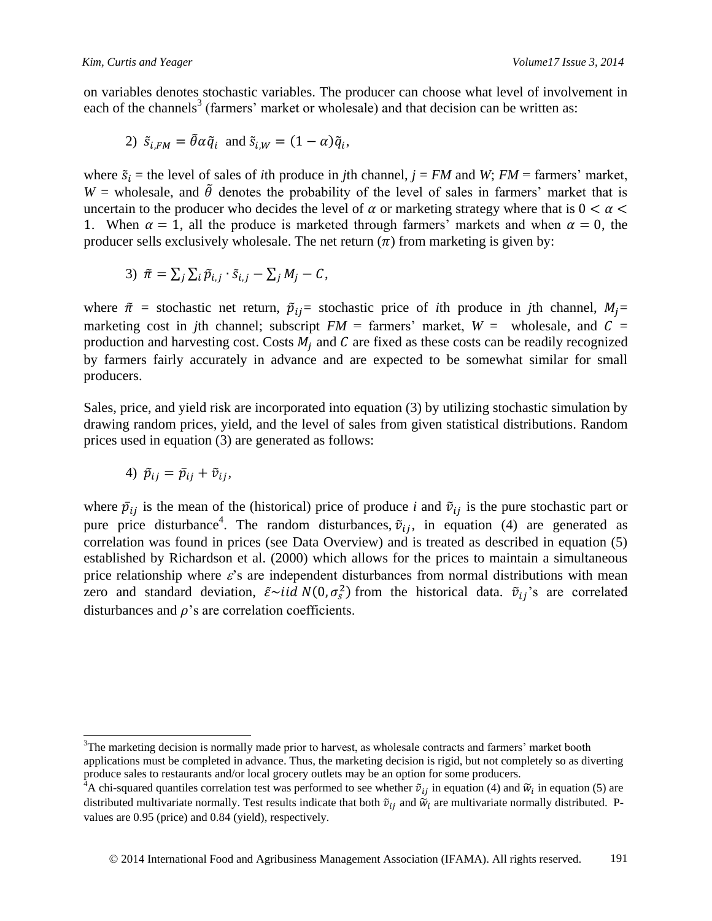on variables denotes stochastic variables. The producer can choose what level of involvement in each of the channels[3] (farmers' market or wholesale) and that decision can be written as:

$$2)\ \tilde{s}_{i,FM} = \tilde{\theta}\alpha\tilde{q}_i \text{ and } \tilde{s}_{i,W} = (1-\alpha)\tilde{q}_i,$$

where $\tilde{s}_i$ = the level of sales of *i*th produce in *j*th channel, *j* = *FM* and *W*; *FM* = farmers' market, *W* = wholesale, and $\tilde{\theta}$ denotes the probability of the level of sales in farmers' market that is uncertain to the producer who decides the level of $\alpha$ or marketing strategy where that is $0 < \alpha < 1$. When $\alpha = 1$, all the produce is marketed through farmers' markets and when $\alpha = 0$, the producer sells exclusively wholesale. The net return ($\pi$) from marketing is given by:

$$3)\ \tilde{\pi} = \sum_j \sum_i \tilde{p}_{i,j} \cdot \tilde{s}_{i,j} - \sum_j M_j - C,$$

where $\tilde{\pi}$ = stochastic net return, $\tilde{p}_{ij}$= stochastic price of *i*th produce in *j*th channel, $M_j$= marketing cost in *j*th channel; subscript *FM* = farmers' market, *W* = wholesale, and $C$ = production and harvesting cost. Costs $M_j$ and $C$ are fixed as these costs can be readily recognized by farmers fairly accurately in advance and are expected to be somewhat similar for small producers.

Sales, price, and yield risk are incorporated into equation (3) by utilizing stochastic simulation by drawing random prices, yield, and the level of sales from given statistical distributions. Random prices used in equation (3) are generated as follows:

$$4)\ \tilde{p}_{ij} = \bar{p}_{ij} + \tilde{v}_{ij},$$

where $\bar{p}_{ij}$ is the mean of the (historical) price of produce *i* and $\tilde{v}_{ij}$ is the pure stochastic part or pure price disturbance[4]. The random disturbances, $\tilde{v}_{ij}$, in equation (4) are generated as correlation was found in prices (see Data Overview) and is treated as described in equation (5) established by Richardson et al. (2000) which allows for the prices to maintain a simultaneous price relationship where $\varepsilon$'s are independent disturbances from normal distributions with mean zero and standard deviation, $\tilde{\varepsilon} \sim iid\ N(0, \sigma_s^2)$ from the historical data. $\tilde{v}_{ij}$'s are correlated disturbances and $\rho$'s are correlation coefficients.

---

[3]The marketing decision is normally made prior to harvest, as wholesale contracts and farmers' market booth applications must be completed in advance. Thus, the marketing decision is rigid, but not completely so as diverting produce sales to restaurants and/or local grocery outlets may be an option for some producers.

[4]A chi-squared quantiles correlation test was performed to see whether $\tilde{v}_{ij}$ in equation (4) and $\tilde{w}_i$ in equation (5) are distributed multivariate normally. Test results indicate that both $\tilde{v}_{ij}$ and $\tilde{w}_i$ are multivariate normally distributed. P-values are 0.95 (price) and 0.84 (yield), respectively.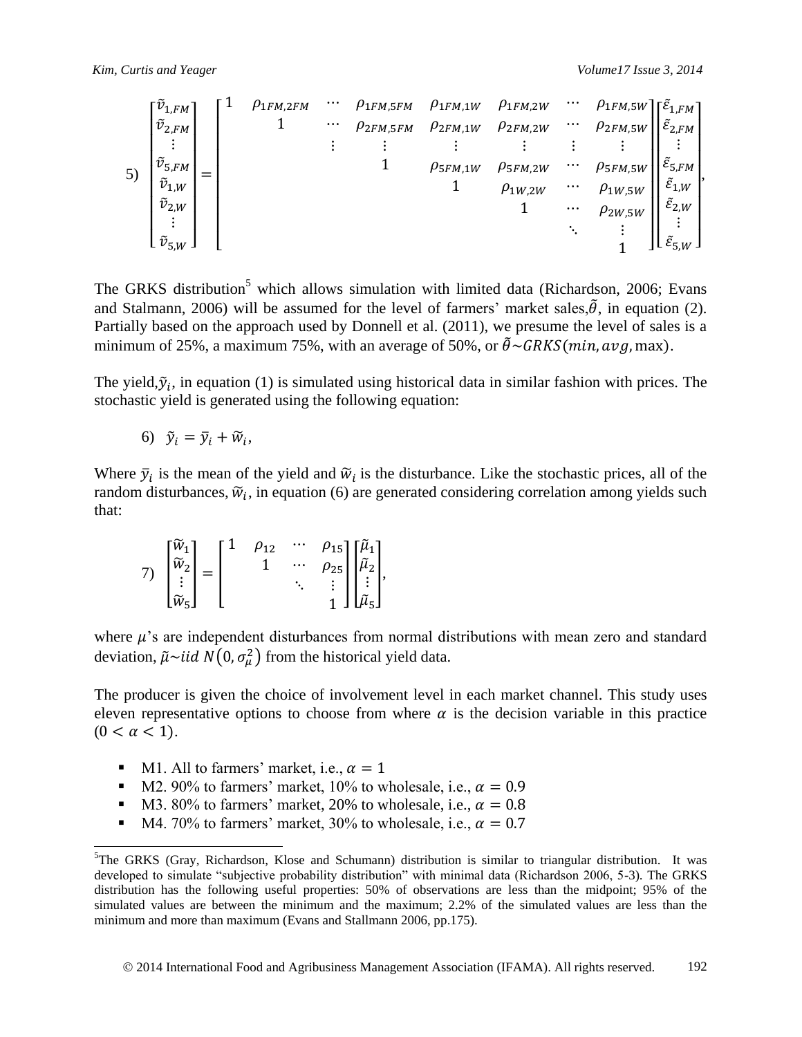$$
5) \quad \begin{bmatrix} \tilde{v}_{1,FM} \\ \tilde{v}_{2,FM} \\ \vdots \\ \tilde{v}_{5,FM} \\ \tilde{v}_{1,W} \\ \tilde{v}_{2,W} \\ \vdots \\ \tilde{v}_{5,W} \end{bmatrix} = \begin{bmatrix} 1 & \rho_{1FM,2FM} & \cdots & \rho_{1FM,5FM} & \rho_{1FM,1W} & \rho_{1FM,2W} & \cdots & \rho_{1FM,5W} \\ & 1 & \cdots & \rho_{2FM,5FM} & \rho_{2FM,1W} & \rho_{2FM,2W} & \cdots & \rho_{2FM,5W} \\ & & \vdots & \vdots & \vdots & \vdots & \vdots & \vdots \\ & & & 1 & \rho_{5FM,1W} & \rho_{5FM,2W} & \cdots & \rho_{5FM,5W} \\ & & & & 1 & \rho_{1W,2W} & \cdots & \rho_{1W,5W} \\ & & & & & 1 & \cdots & \rho_{2W,5W} \\ & & & & & & \ddots & \vdots \\ & & & & & & & 1 \end{bmatrix} \begin{bmatrix} \tilde{\varepsilon}_{1,FM} \\ \tilde{\varepsilon}_{2,FM} \\ \vdots \\ \tilde{\varepsilon}_{5,FM} \\ \tilde{\varepsilon}_{1,W} \\ \tilde{\varepsilon}_{2,W} \\ \vdots \\ \tilde{\varepsilon}_{5,W} \end{bmatrix},
$$

The GRKS distribution[5] which allows simulation with limited data (Richardson, 2006; Evans and Stalmann, 2006) will be assumed for the level of farmers' market sales, $\tilde{\theta}$, in equation (2). Partially based on the approach used by Donnell et al. (2011), we presume the level of sales is a minimum of 25%, a maximum 75%, with an average of 50%, or $\tilde{\theta} \sim GRKS(min, avg, \max)$.

The yield, $\tilde{y}_i$, in equation (1) is simulated using historical data in similar fashion with prices. The stochastic yield is generated using the following equation:

$$
6) \quad \tilde{y}_i = \bar{y}_i + \widetilde{w}_i,
$$

Where $\bar{y}_i$ is the mean of the yield and $\widetilde{w}_i$ is the disturbance. Like the stochastic prices, all of the random disturbances, $\widetilde{w}_i$, in equation (6) are generated considering correlation among yields such that:

$$
7) \quad \begin{bmatrix} \widetilde{w}_1 \\ \widetilde{w}_2 \\ \vdots \\ \widetilde{w}_5 \end{bmatrix} = \begin{bmatrix} 1 & \rho_{12} & \cdots & \rho_{15} \\ & 1 & \cdots & \rho_{25} \\ & & \ddots & \vdots \\ & & & 1 \end{bmatrix} \begin{bmatrix} \tilde{\mu}_1 \\ \tilde{\mu}_2 \\ \vdots \\ \tilde{\mu}_5 \end{bmatrix},
$$

where $\mu$'s are independent disturbances from normal distributions with mean zero and standard deviation, $\tilde{\mu} \sim iid\ N(0, \sigma_\mu^2)$ from the historical yield data.

The producer is given the choice of involvement level in each market channel. This study uses eleven representative options to choose from where $\alpha$ is the decision variable in this practice $(0 < \alpha < 1)$.

- M1. All to farmers' market, i.e., $\alpha = 1$
- M2. 90% to farmers' market, 10% to wholesale, i.e., $\alpha = 0.9$
- M3. 80% to farmers' market, 20% to wholesale, i.e., $\alpha = 0.8$
- M4. 70% to farmers' market, 30% to wholesale, i.e., $\alpha = 0.7$

---

[5]The GRKS (Gray, Richardson, Klose and Schumann) distribution is similar to triangular distribution. It was developed to simulate "subjective probability distribution" with minimal data (Richardson 2006, 5-3). The GRKS distribution has the following useful properties: 50% of observations are less than the midpoint; 95% of the simulated values are between the minimum and the maximum; 2.2% of the simulated values are less than the minimum and more than maximum (Evans and Stallmann 2006, pp.175).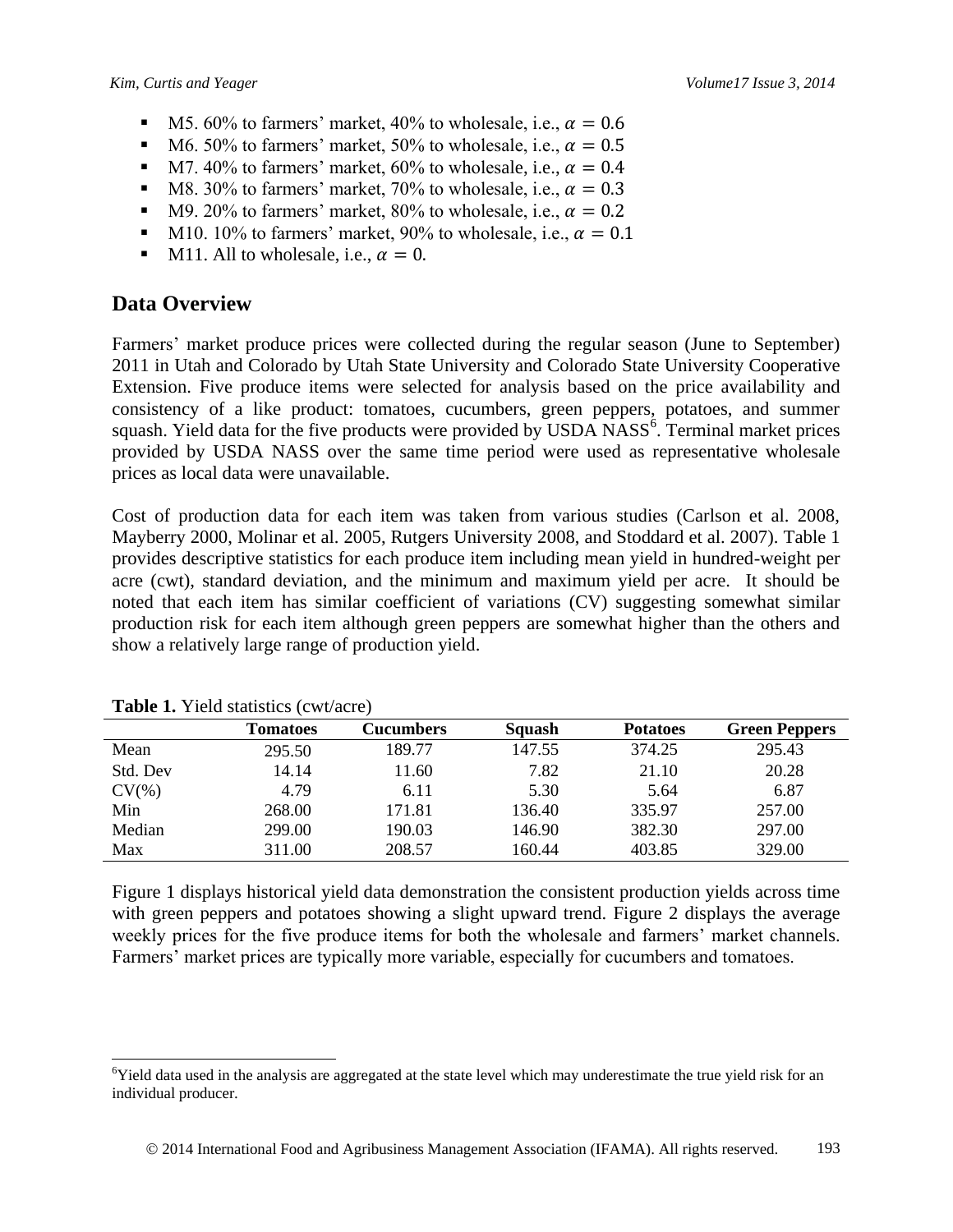- M5. 60% to farmers' market, 40% to wholesale, i.e., $\alpha = 0.6$
- M6. 50% to farmers' market, 50% to wholesale, i.e., $\alpha = 0.5$
- M7. 40% to farmers' market, 60% to wholesale, i.e., $\alpha = 0.4$
- M8. 30% to farmers' market, 70% to wholesale, i.e., $\alpha = 0.3$
- M9. 20% to farmers' market, 80% to wholesale, i.e., $\alpha = 0.2$
- M10. 10% to farmers' market, 90% to wholesale, i.e., $\alpha = 0.1$
- M11. All to wholesale, i.e., $\alpha = 0$.

## Data Overview

Farmers' market produce prices were collected during the regular season (June to September) 2011 in Utah and Colorado by Utah State University and Colorado State University Cooperative Extension. Five produce items were selected for analysis based on the price availability and consistency of a like product: tomatoes, cucumbers, green peppers, potatoes, and summer squash. Yield data for the five products were provided by USDA NASS[6]. Terminal market prices provided by USDA NASS over the same time period were used as representative wholesale prices as local data were unavailable.

Cost of production data for each item was taken from various studies (Carlson et al. 2008, Mayberry 2000, Molinar et al. 2005, Rutgers University 2008, and Stoddard et al. 2007). Table 1 provides descriptive statistics for each produce item including mean yield in hundred-weight per acre (cwt), standard deviation, and the minimum and maximum yield per acre. It should be noted that each item has similar coefficient of variations (CV) suggesting somewhat similar production risk for each item although green peppers are somewhat higher than the others and show a relatively large range of production yield.

**Table 1.** Yield statistics (cwt/acre)

| | Tomatoes | Cucumbers | Squash | Potatoes | Green Peppers |
|---|---|---|---|---|---|
| Mean | 295.50 | 189.77 | 147.55 | 374.25 | 295.43 |
| Std. Dev | 14.14 | 11.60 | 7.82 | 21.10 | 20.28 |
| CV(%) | 4.79 | 6.11 | 5.30 | 5.64 | 6.87 |
| Min | 268.00 | 171.81 | 136.40 | 335.97 | 257.00 |
| Median | 299.00 | 190.03 | 146.90 | 382.30 | 297.00 |
| Max | 311.00 | 208.57 | 160.44 | 403.85 | 329.00 |

Figure 1 displays historical yield data demonstration the consistent production yields across time with green peppers and potatoes showing a slight upward trend. Figure 2 displays the average weekly prices for the five produce items for both the wholesale and farmers' market channels. Farmers' market prices are typically more variable, especially for cucumbers and tomatoes.

[6] Yield data used in the analysis are aggregated at the state level which may underestimate the true yield risk for an individual producer.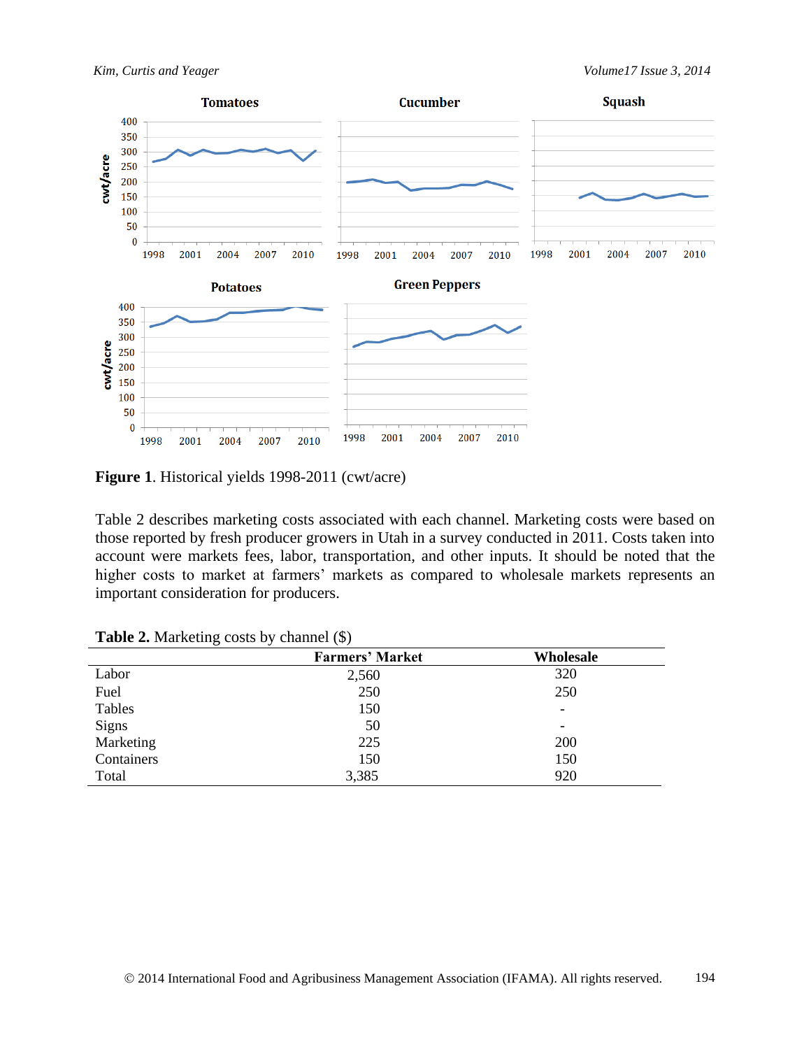**Figure 1**. Historical yields 1998-2011 (cwt/acre)

Table 2 describes marketing costs associated with each channel. Marketing costs were based on those reported by fresh producer growers in Utah in a survey conducted in 2011. Costs taken into account were markets fees, labor, transportation, and other inputs. It should be noted that the higher costs to market at farmers' markets as compared to wholesale markets represents an important consideration for producers.

**Table 2.** Marketing costs by channel ($)

| | Farmers' Market | Wholesale |
|---|---|---|
| Labor | 2,560 | 320 |
| Fuel | 250 | 250 |
| Tables | 150 | - |
| Signs | 50 | - |
| Marketing | 225 | 200 |
| Containers | 150 | 150 |
| Total | 3,385 | 920 |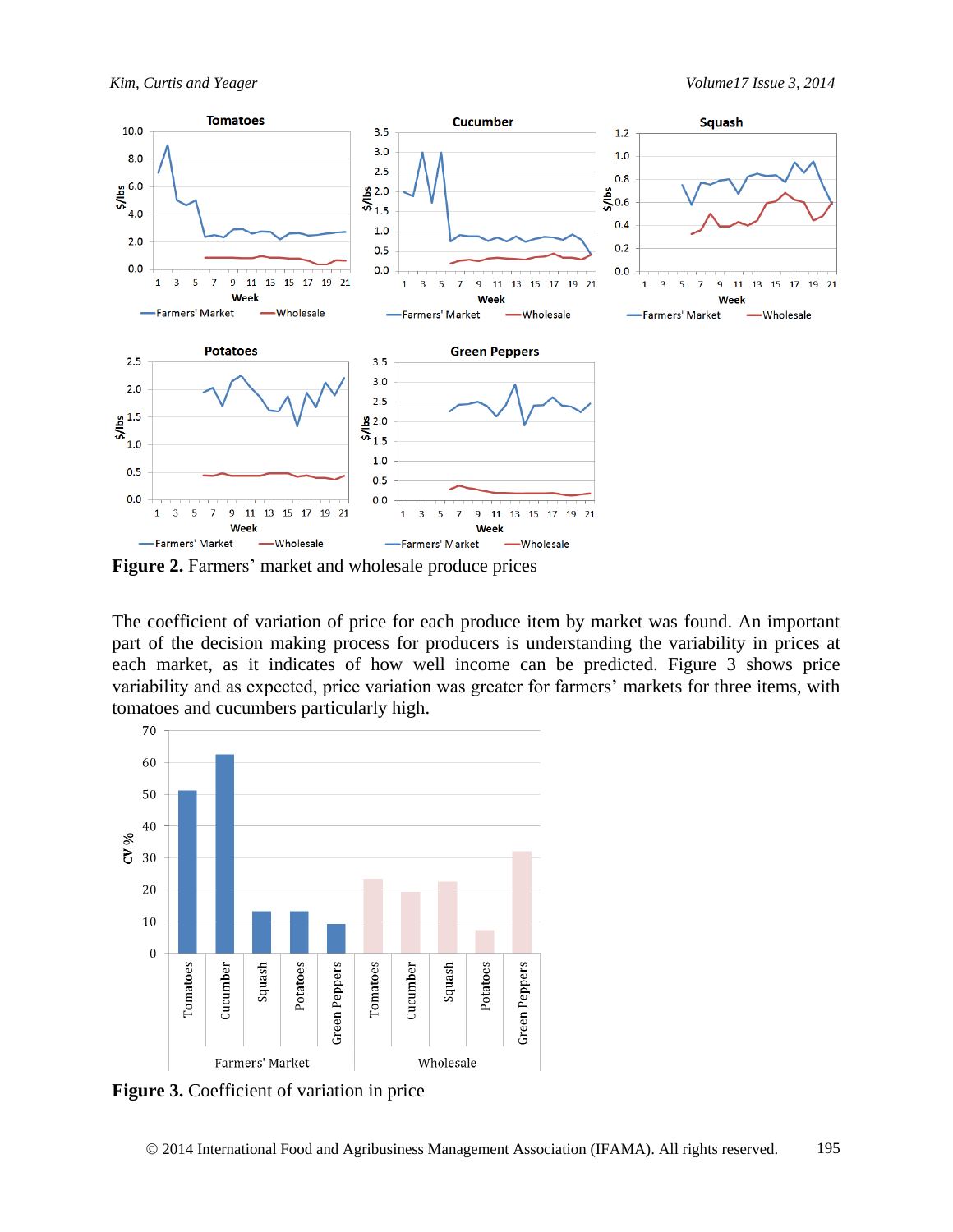Figure 2. Farmers' market and wholesale produce prices

The coefficient of variation of price for each produce item by market was found. An important part of the decision making process for producers is understanding the variability in prices at each market, as it indicates of how well income can be predicted. Figure 3 shows price variability and as expected, price variation was greater for farmers' markets for three items, with tomatoes and cucumbers particularly high.

**Figure 3.** Coefficient of variation in price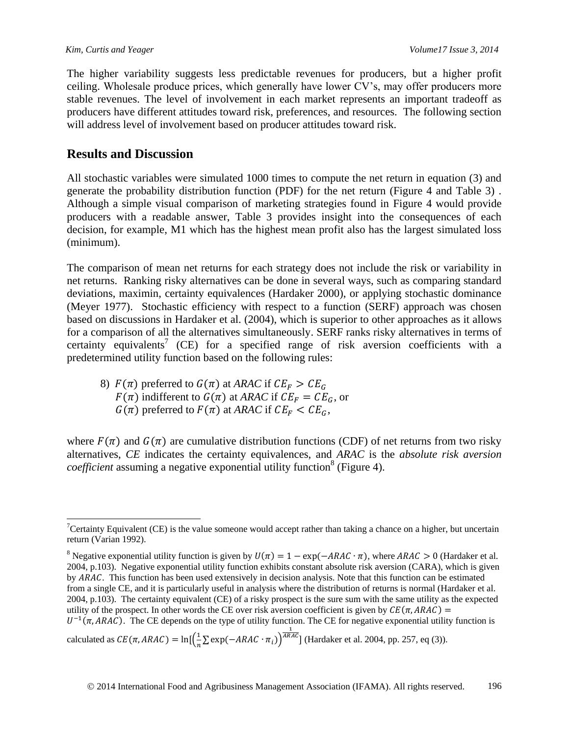The higher variability suggests less predictable revenues for producers, but a higher profit ceiling. Wholesale produce prices, which generally have lower CV's, may offer producers more stable revenues. The level of involvement in each market represents an important tradeoff as producers have different attitudes toward risk, preferences, and resources. The following section will address level of involvement based on producer attitudes toward risk.

## Results and Discussion

All stochastic variables were simulated 1000 times to compute the net return in equation (3) and generate the probability distribution function (PDF) for the net return (Figure 4 and Table 3) . Although a simple visual comparison of marketing strategies found in Figure 4 would provide producers with a readable answer, Table 3 provides insight into the consequences of each decision, for example, M1 which has the highest mean profit also has the largest simulated loss (minimum).

The comparison of mean net returns for each strategy does not include the risk or variability in net returns. Ranking risky alternatives can be done in several ways, such as comparing standard deviations, maximin, certainty equivalences (Hardaker 2000), or applying stochastic dominance (Meyer 1977). Stochastic efficiency with respect to a function (SERF) approach was chosen based on discussions in Hardaker et al. (2004), which is superior to other approaches as it allows for a comparison of all the alternatives simultaneously. SERF ranks risky alternatives in terms of certainty equivalents[7] (CE) for a specified range of risk aversion coefficients with a predetermined utility function based on the following rules:

8) $F(\pi)$ preferred to $G(\pi)$ at *ARAC* if $CE_F > CE_G$
   $F(\pi)$ indifferent to $G(\pi)$ at *ARAC* if $CE_F = CE_G$, or
   $G(\pi)$ preferred to $F(\pi)$ at *ARAC* if $CE_F < CE_G$,

where $F(\pi)$ and $G(\pi)$ are cumulative distribution functions (CDF) of net returns from two risky alternatives, *CE* indicates the certainty equivalences, and *ARAC* is the *absolute risk aversion coefficient* assuming a negative exponential utility function[8] (Figure 4).

---

[7]Certainty Equivalent (CE) is the value someone would accept rather than taking a chance on a higher, but uncertain return (Varian 1992).

[8] Negative exponential utility function is given by $U(\pi) = 1 - \exp(-ARAC \cdot \pi)$, where $ARAC > 0$ (Hardaker et al. 2004, p.103). Negative exponential utility function exhibits constant absolute risk aversion (CARA), which is given by $ARAC$. This function has been used extensively in decision analysis. Note that this function can be estimated from a single CE, and it is particularly useful in analysis where the distribution of returns is normal (Hardaker et al. 2004, p.103). The certainty equivalent (CE) of a risky prospect is the sure sum with the same utility as the expected utility of the prospect. In other words the CE over risk aversion coefficient is given by $CE(\pi, ARAC) = U^{-1}(\pi, ARAC)$. The CE depends on the type of utility function. The CE for negative exponential utility function is calculated as $CE(\pi, ARAC) = \ln[\left(\frac{1}{n}\sum \exp(-ARAC \cdot \pi_i)\right)^{\frac{1}{ARAC}}]$ (Hardaker et al. 2004, pp. 257, eq (3)).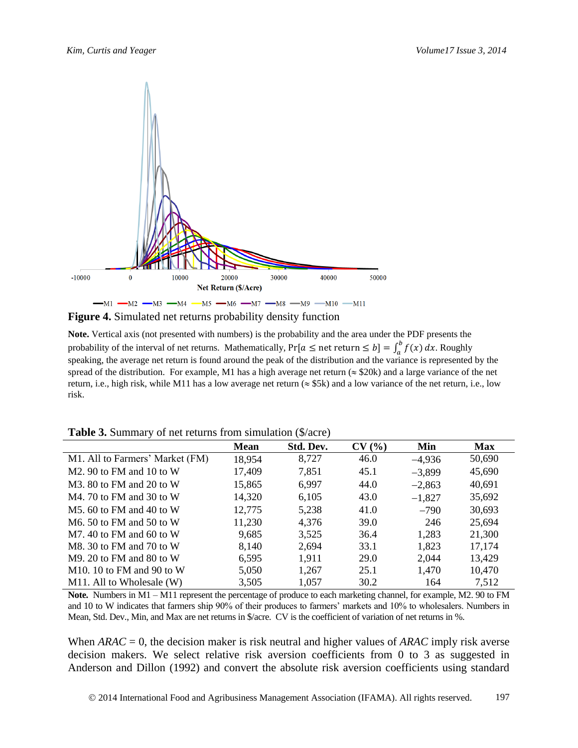**Figure 4.** Simulated net returns probability density function

**Note.** Vertical axis (not presented with numbers) is the probability and the area under the PDF presents the probability of the interval of net returns. Mathematically, $\Pr[a \le \text{net return} \le b] = \int_a^b f(x)\,dx$. Roughly speaking, the average net return is found around the peak of the distribution and the variance is represented by the spread of the distribution. For example, M1 has a high average net return (≈ \$20k) and a large variance of the net return, i.e., high risk, while M11 has a low average net return (≈ \$5k) and a low variance of the net return, i.e., low risk.

**Table 3.** Summary of net returns from simulation (\$/acre)

| | Mean | Std. Dev. | CV (%) | Min | Max |
|---|---|---|---|---|---|
| M1. All to Farmers' Market (FM) | 18,954 | 8,727 | 46.0 | –4,936 | 50,690 |
| M2. 90 to FM and 10 to W | 17,409 | 7,851 | 45.1 | –3,899 | 45,690 |
| M3. 80 to FM and 20 to W | 15,865 | 6,997 | 44.0 | –2,863 | 40,691 |
| M4. 70 to FM and 30 to W | 14,320 | 6,105 | 43.0 | –1,827 | 35,692 |
| M5. 60 to FM and 40 to W | 12,775 | 5,238 | 41.0 | –790 | 30,693 |
| M6. 50 to FM and 50 to W | 11,230 | 4,376 | 39.0 | 246 | 25,694 |
| M7. 40 to FM and 60 to W | 9,685 | 3,525 | 36.4 | 1,283 | 21,300 |
| M8. 30 to FM and 70 to W | 8,140 | 2,694 | 33.1 | 1,823 | 17,174 |
| M9. 20 to FM and 80 to W | 6,595 | 1,911 | 29.0 | 2,044 | 13,429 |
| M10. 10 to FM and 90 to W | 5,050 | 1,267 | 25.1 | 1,470 | 10,470 |
| M11. All to Wholesale (W) | 3,505 | 1,057 | 30.2 | 164 | 7,512 |

**Note.** Numbers in M1 – M11 represent the percentage of produce to each marketing channel, for example, M2. 90 to FM and 10 to W indicates that farmers ship 90% of their produces to farmers' markets and 10% to wholesalers. Numbers in Mean, Std. Dev., Min, and Max are net returns in \$/acre. CV is the coefficient of variation of net returns in %.

When *ARAC* = 0, the decision maker is risk neutral and higher values of *ARAC* imply risk averse decision makers. We select relative risk aversion coefficients from 0 to 3 as suggested in Anderson and Dillon (1992) and convert the absolute risk aversion coefficients using standard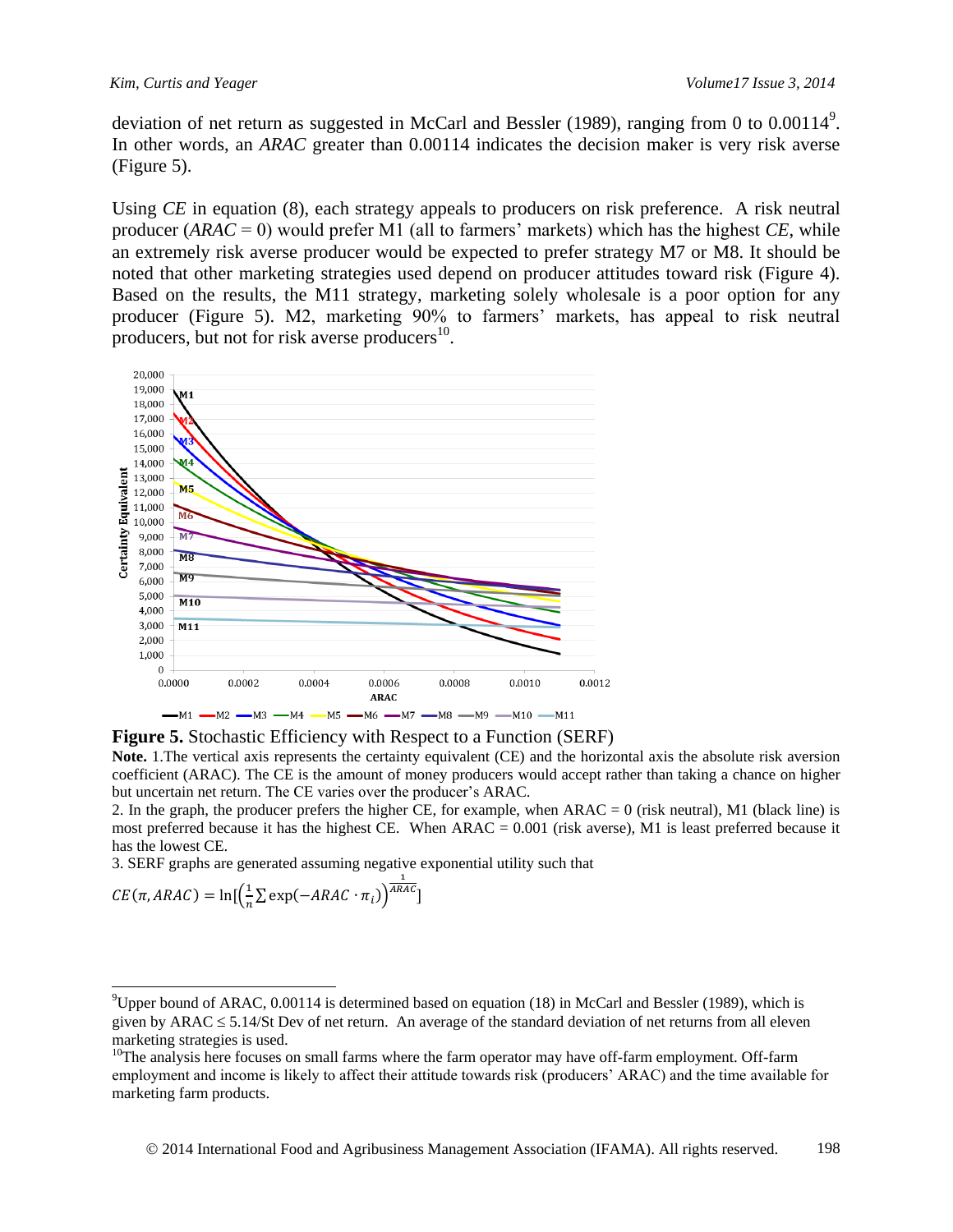deviation of net return as suggested in McCarl and Bessler (1989), ranging from 0 to 0.00114[9]. In other words, an *ARAC* greater than 0.00114 indicates the decision maker is very risk averse (Figure 5).

Using *CE* in equation (8), each strategy appeals to producers on risk preference. A risk neutral producer (*ARAC* = 0) would prefer M1 (all to farmers' markets) which has the highest *CE*, while an extremely risk averse producer would be expected to prefer strategy M7 or M8. It should be noted that other marketing strategies used depend on producer attitudes toward risk (Figure 4). Based on the results, the M11 strategy, marketing solely wholesale is a poor option for any producer (Figure 5). M2, marketing 90% to farmers' markets, has appeal to risk neutral producers, but not for risk averse producers[10].

**Figure 5.** Stochastic Efficiency with Respect to a Function (SERF)

**Note.** 1.The vertical axis represents the certainty equivalent (CE) and the horizontal axis the absolute risk aversion coefficient (ARAC). The CE is the amount of money producers would accept rather than taking a chance on higher but uncertain net return. The CE varies over the producer's ARAC.

2. In the graph, the producer prefers the higher CE, for example, when ARAC = 0 (risk neutral), M1 (black line) is most preferred because it has the highest CE. When ARAC = 0.001 (risk averse), M1 is least preferred because it has the lowest CE.

3. SERF graphs are generated assuming negative exponential utility such that

$$CE(\pi, ARAC) = \ln\left[\left(\frac{1}{n}\sum \exp(-ARAC \cdot \pi_i)\right)^{\frac{1}{ARAC}}\right]$$

---

[9]Upper bound of ARAC, 0.00114 is determined based on equation (18) in McCarl and Bessler (1989), which is given by ARAC ≤ 5.14/St Dev of net return. An average of the standard deviation of net returns from all eleven marketing strategies is used.

[10]The analysis here focuses on small farms where the farm operator may have off-farm employment. Off-farm employment and income is likely to affect their attitude towards risk (producers' ARAC) and the time available for marketing farm products.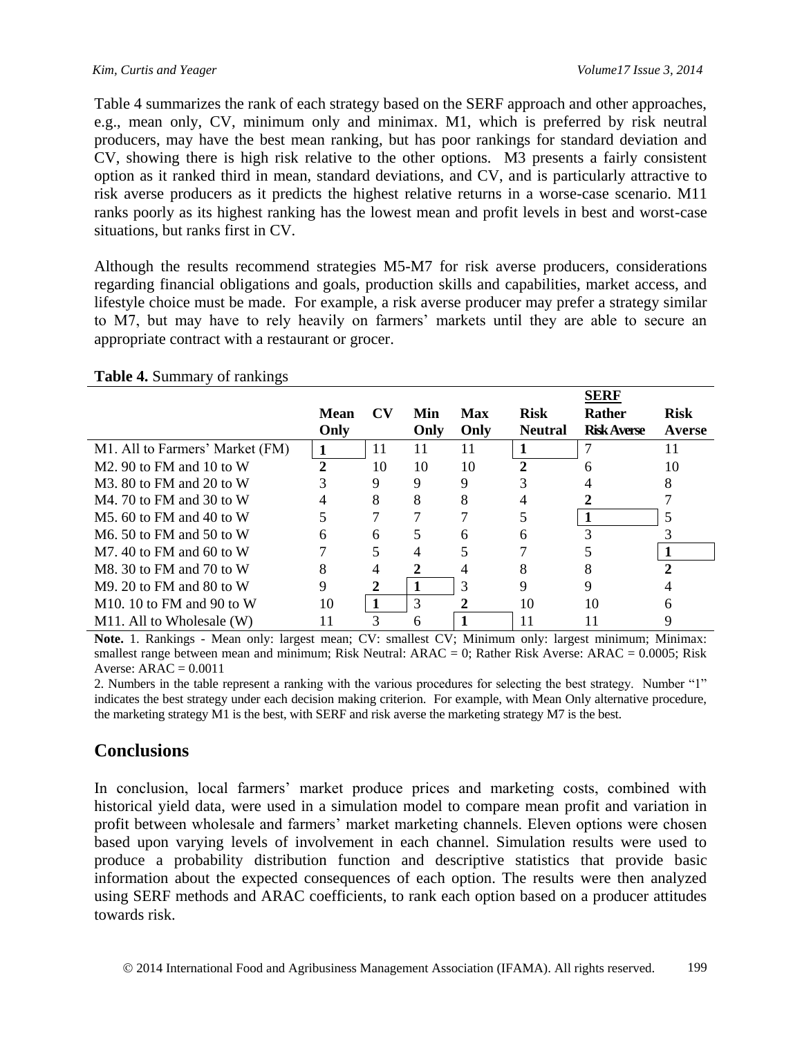Table 4 summarizes the rank of each strategy based on the SERF approach and other approaches, e.g., mean only, CV, minimum only and minimax. M1, which is preferred by risk neutral producers, may have the best mean ranking, but has poor rankings for standard deviation and CV, showing there is high risk relative to the other options. M3 presents a fairly consistent option as it ranked third in mean, standard deviations, and CV, and is particularly attractive to risk averse producers as it predicts the highest relative returns in a worse-case scenario. M11 ranks poorly as its highest ranking has the lowest mean and profit levels in best and worst-case situations, but ranks first in CV.

Although the results recommend strategies M5-M7 for risk averse producers, considerations regarding financial obligations and goals, production skills and capabilities, market access, and lifestyle choice must be made. For example, a risk averse producer may prefer a strategy similar to M7, but may have to rely heavily on farmers' markets until they are able to secure an appropriate contract with a restaurant or grocer.

**Table 4.** Summary of rankings

| | | | | | | SERF | |
|---|---|---|---|---|---|---|---|
| | **Mean Only** | **CV** | **Min Only** | **Max Only** | **Risk Neutral** | **Rather Risk Averse** | **Risk Averse** |
| M1. All to Farmers' Market (FM) | **1** | 11 | 11 | 11 | **1** | 7 | 11 |
| M2. 90 to FM and 10 to W | **2** | 10 | 10 | 10 | **2** | 6 | 10 |
| M3. 80 to FM and 20 to W | 3 | 9 | 9 | 9 | 3 | 4 | 8 |
| M4. 70 to FM and 30 to W | 4 | 8 | 8 | 8 | 4 | **2** | 7 |
| M5. 60 to FM and 40 to W | 5 | 7 | 7 | 7 | 5 | **1** | 5 |
| M6. 50 to FM and 50 to W | 6 | 6 | 5 | 6 | 6 | 3 | 3 |
| M7. 40 to FM and 60 to W | 7 | 5 | 4 | 5 | 7 | 5 | **1** |
| M8. 30 to FM and 70 to W | 8 | 4 | **2** | 4 | 8 | 8 | **2** |
| M9. 20 to FM and 80 to W | 9 | **2** | **1** | 3 | 9 | 9 | 4 |
| M10. 10 to FM and 90 to W | 10 | **1** | 3 | **2** | 10 | 10 | 6 |
| M11. All to Wholesale (W) | 11 | 3 | 6 | **1** | 11 | 11 | 9 |

**Note.** 1. Rankings - Mean only: largest mean; CV: smallest CV; Minimum only: largest minimum; Minimax: smallest range between mean and minimum; Risk Neutral: ARAC = 0; Rather Risk Averse: ARAC = 0.0005; Risk Averse: ARAC = 0.0011

2. Numbers in the table represent a ranking with the various procedures for selecting the best strategy. Number "1" indicates the best strategy under each decision making criterion. For example, with Mean Only alternative procedure, the marketing strategy M1 is the best, with SERF and risk averse the marketing strategy M7 is the best.

## Conclusions

In conclusion, local farmers' market produce prices and marketing costs, combined with historical yield data, were used in a simulation model to compare mean profit and variation in profit between wholesale and farmers' market marketing channels. Eleven options were chosen based upon varying levels of involvement in each channel. Simulation results were used to produce a probability distribution function and descriptive statistics that provide basic information about the expected consequences of each option. The results were then analyzed using SERF methods and ARAC coefficients, to rank each option based on a producer attitudes towards risk.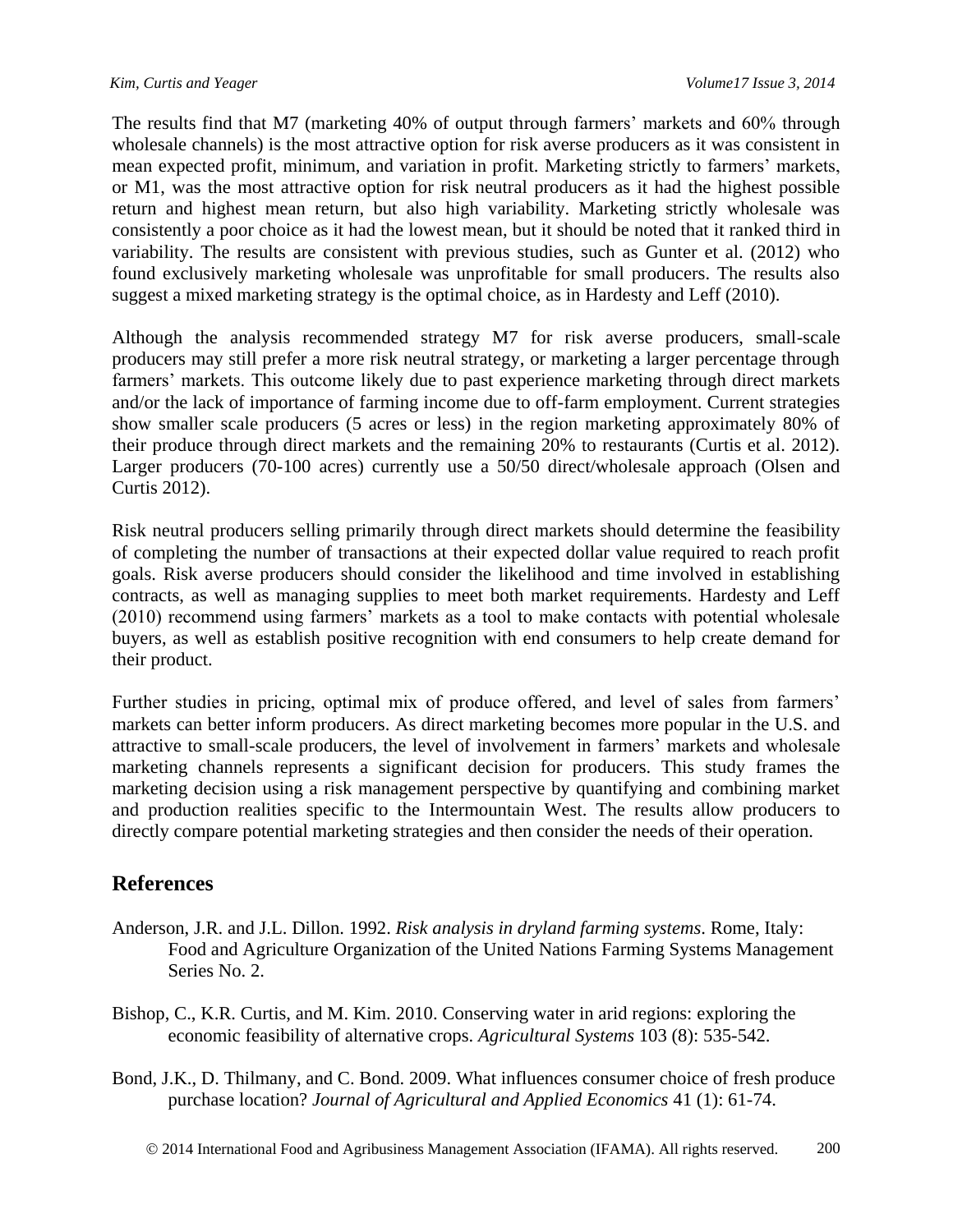The results find that M7 (marketing 40% of output through farmers' markets and 60% through wholesale channels) is the most attractive option for risk averse producers as it was consistent in mean expected profit, minimum, and variation in profit. Marketing strictly to farmers' markets, or M1, was the most attractive option for risk neutral producers as it had the highest possible return and highest mean return, but also high variability. Marketing strictly wholesale was consistently a poor choice as it had the lowest mean, but it should be noted that it ranked third in variability. The results are consistent with previous studies, such as Gunter et al. (2012) who found exclusively marketing wholesale was unprofitable for small producers. The results also suggest a mixed marketing strategy is the optimal choice, as in Hardesty and Leff (2010).

Although the analysis recommended strategy M7 for risk averse producers, small-scale producers may still prefer a more risk neutral strategy, or marketing a larger percentage through farmers' markets. This outcome likely due to past experience marketing through direct markets and/or the lack of importance of farming income due to off-farm employment. Current strategies show smaller scale producers (5 acres or less) in the region marketing approximately 80% of their produce through direct markets and the remaining 20% to restaurants (Curtis et al. 2012). Larger producers (70-100 acres) currently use a 50/50 direct/wholesale approach (Olsen and Curtis 2012).

Risk neutral producers selling primarily through direct markets should determine the feasibility of completing the number of transactions at their expected dollar value required to reach profit goals. Risk averse producers should consider the likelihood and time involved in establishing contracts, as well as managing supplies to meet both market requirements. Hardesty and Leff (2010) recommend using farmers' markets as a tool to make contacts with potential wholesale buyers, as well as establish positive recognition with end consumers to help create demand for their product.

Further studies in pricing, optimal mix of produce offered, and level of sales from farmers' markets can better inform producers. As direct marketing becomes more popular in the U.S. and attractive to small-scale producers, the level of involvement in farmers' markets and wholesale marketing channels represents a significant decision for producers. This study frames the marketing decision using a risk management perspective by quantifying and combining market and production realities specific to the Intermountain West. The results allow producers to directly compare potential marketing strategies and then consider the needs of their operation.

## References

Anderson, J.R. and J.L. Dillon. 1992. *Risk analysis in dryland farming systems*. Rome, Italy: Food and Agriculture Organization of the United Nations Farming Systems Management Series No. 2.

Bishop, C., K.R. Curtis, and M. Kim. 2010. Conserving water in arid regions: exploring the economic feasibility of alternative crops. *Agricultural Systems* 103 (8): 535-542.

Bond, J.K., D. Thilmany, and C. Bond. 2009. What influences consumer choice of fresh produce purchase location? *Journal of Agricultural and Applied Economics* 41 (1): 61-74.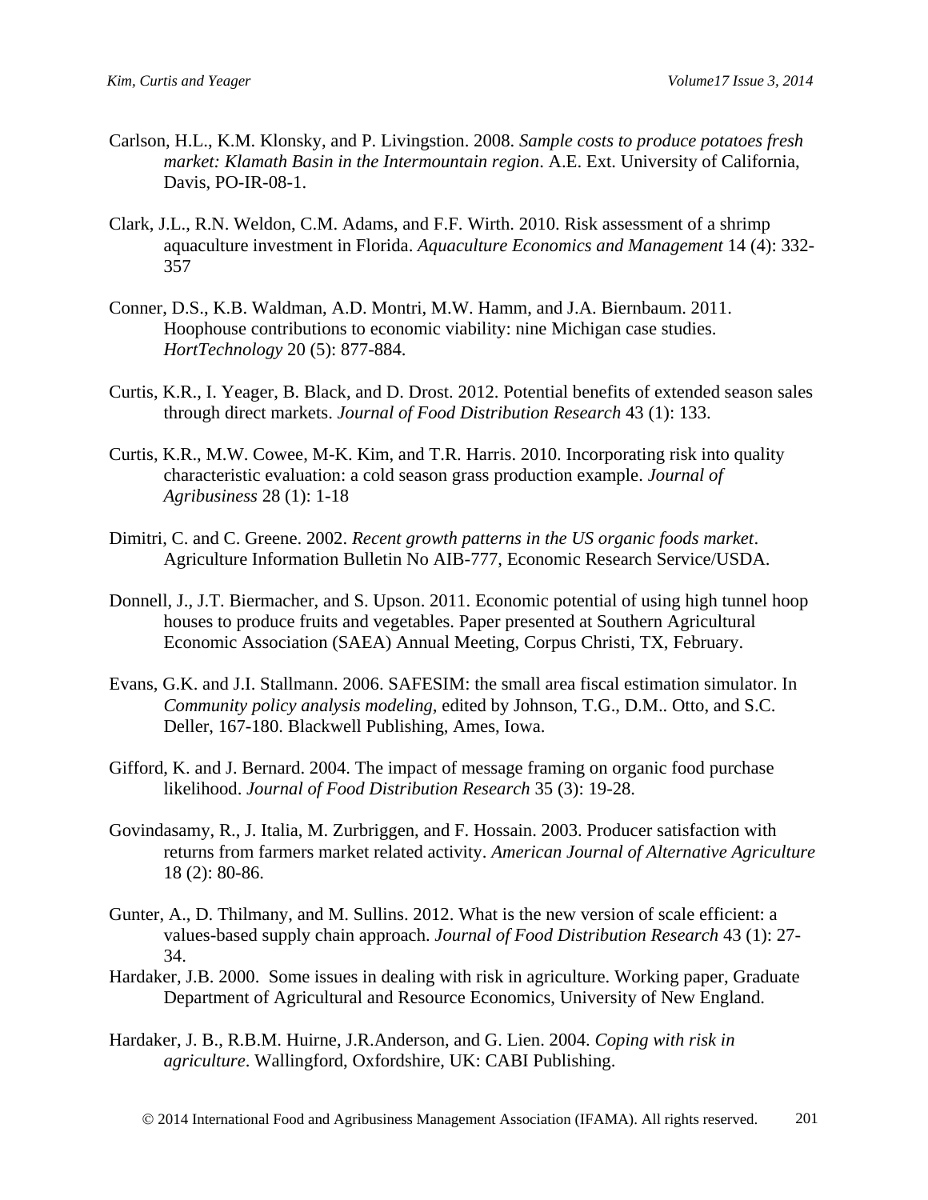Carlson, H.L., K.M. Klonsky, and P. Livingstion. 2008. *Sample costs to produce potatoes fresh market: Klamath Basin in the Intermountain region*. A.E. Ext. University of California, Davis, PO-IR-08-1.

Clark, J.L., R.N. Weldon, C.M. Adams, and F.F. Wirth. 2010. Risk assessment of a shrimp aquaculture investment in Florida. *Aquaculture Economics and Management* 14 (4): 332-357

Conner, D.S., K.B. Waldman, A.D. Montri, M.W. Hamm, and J.A. Biernbaum. 2011. Hoophouse contributions to economic viability: nine Michigan case studies. *HortTechnology* 20 (5): 877-884.

Curtis, K.R., I. Yeager, B. Black, and D. Drost. 2012. Potential benefits of extended season sales through direct markets. *Journal of Food Distribution Research* 43 (1): 133.

Curtis, K.R., M.W. Cowee, M-K. Kim, and T.R. Harris. 2010. Incorporating risk into quality characteristic evaluation: a cold season grass production example. *Journal of Agribusiness* 28 (1): 1-18

Dimitri, C. and C. Greene. 2002. *Recent growth patterns in the US organic foods market*. Agriculture Information Bulletin No AIB-777, Economic Research Service/USDA.

Donnell, J., J.T. Biermacher, and S. Upson. 2011. Economic potential of using high tunnel hoop houses to produce fruits and vegetables. Paper presented at Southern Agricultural Economic Association (SAEA) Annual Meeting, Corpus Christi, TX, February.

Evans, G.K. and J.I. Stallmann. 2006. SAFESIM: the small area fiscal estimation simulator. In *Community policy analysis modeling*, edited by Johnson, T.G., D.M.. Otto, and S.C. Deller, 167-180. Blackwell Publishing, Ames, Iowa.

Gifford, K. and J. Bernard. 2004. The impact of message framing on organic food purchase likelihood. *Journal of Food Distribution Research* 35 (3): 19-28.

Govindasamy, R., J. Italia, M. Zurbriggen, and F. Hossain. 2003. Producer satisfaction with returns from farmers market related activity. *American Journal of Alternative Agriculture* 18 (2): 80-86.

Gunter, A., D. Thilmany, and M. Sullins. 2012. What is the new version of scale efficient: a values-based supply chain approach. *Journal of Food Distribution Research* 43 (1): 27-34.

Hardaker, J.B. 2000. Some issues in dealing with risk in agriculture. Working paper, Graduate Department of Agricultural and Resource Economics, University of New England.

Hardaker, J. B., R.B.M. Huirne, J.R.Anderson, and G. Lien. 2004. *Coping with risk in agriculture*. Wallingford, Oxfordshire, UK: CABI Publishing.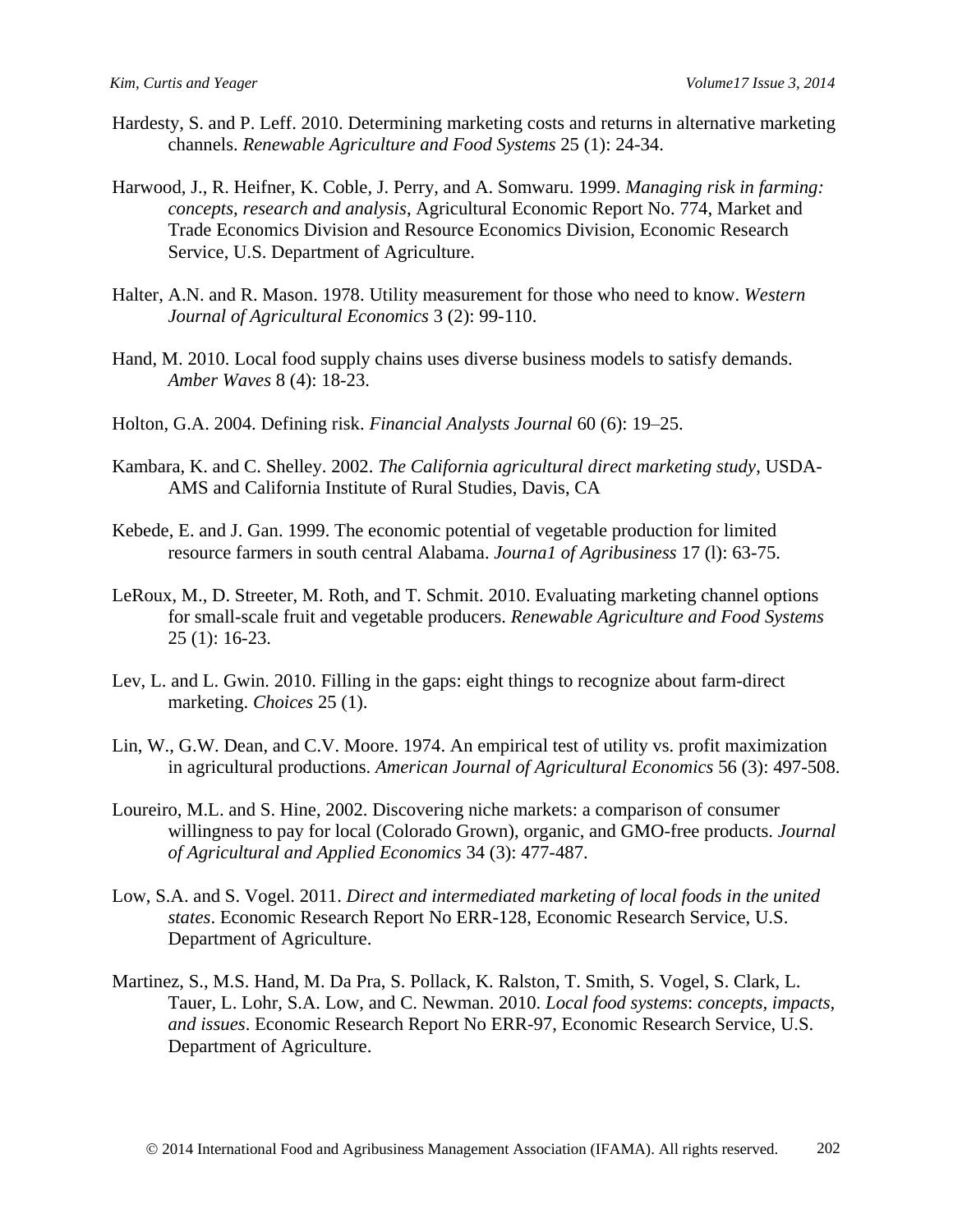Hardesty, S. and P. Leff. 2010. Determining marketing costs and returns in alternative marketing channels. *Renewable Agriculture and Food Systems* 25 (1): 24-34.

Harwood, J., R. Heifner, K. Coble, J. Perry, and A. Somwaru. 1999. *Managing risk in farming: concepts, research and analysis*, Agricultural Economic Report No. 774, Market and Trade Economics Division and Resource Economics Division, Economic Research Service, U.S. Department of Agriculture.

Halter, A.N. and R. Mason. 1978. Utility measurement for those who need to know. *Western Journal of Agricultural Economics* 3 (2): 99-110.

Hand, M. 2010. Local food supply chains uses diverse business models to satisfy demands. *Amber Waves* 8 (4): 18-23.

Holton, G.A. 2004. Defining risk. *Financial Analysts Journal* 60 (6): 19–25.

Kambara, K. and C. Shelley. 2002. *The California agricultural direct marketing study*, USDA-AMS and California Institute of Rural Studies, Davis, CA

Kebede, E. and J. Gan. 1999. The economic potential of vegetable production for limited resource farmers in south central Alabama. *Journa1 of Agribusiness* 17 (l): 63-75.

LeRoux, M., D. Streeter, M. Roth, and T. Schmit. 2010. Evaluating marketing channel options for small-scale fruit and vegetable producers. *Renewable Agriculture and Food Systems* 25 (1): 16-23.

Lev, L. and L. Gwin. 2010. Filling in the gaps: eight things to recognize about farm-direct marketing. *Choices* 25 (1).

Lin, W., G.W. Dean, and C.V. Moore. 1974. An empirical test of utility vs. profit maximization in agricultural productions. *American Journal of Agricultural Economics* 56 (3): 497-508.

Loureiro, M.L. and S. Hine, 2002. Discovering niche markets: a comparison of consumer willingness to pay for local (Colorado Grown), organic, and GMO-free products. *Journal of Agricultural and Applied Economics* 34 (3): 477-487.

Low, S.A. and S. Vogel. 2011. *Direct and intermediated marketing of local foods in the united states*. Economic Research Report No ERR-128, Economic Research Service, U.S. Department of Agriculture.

Martinez, S., M.S. Hand, M. Da Pra, S. Pollack, K. Ralston, T. Smith, S. Vogel, S. Clark, L. Tauer, L. Lohr, S.A. Low, and C. Newman. 2010. *Local food systems*: *concepts, impacts, and issues*. Economic Research Report No ERR-97, Economic Research Service, U.S. Department of Agriculture.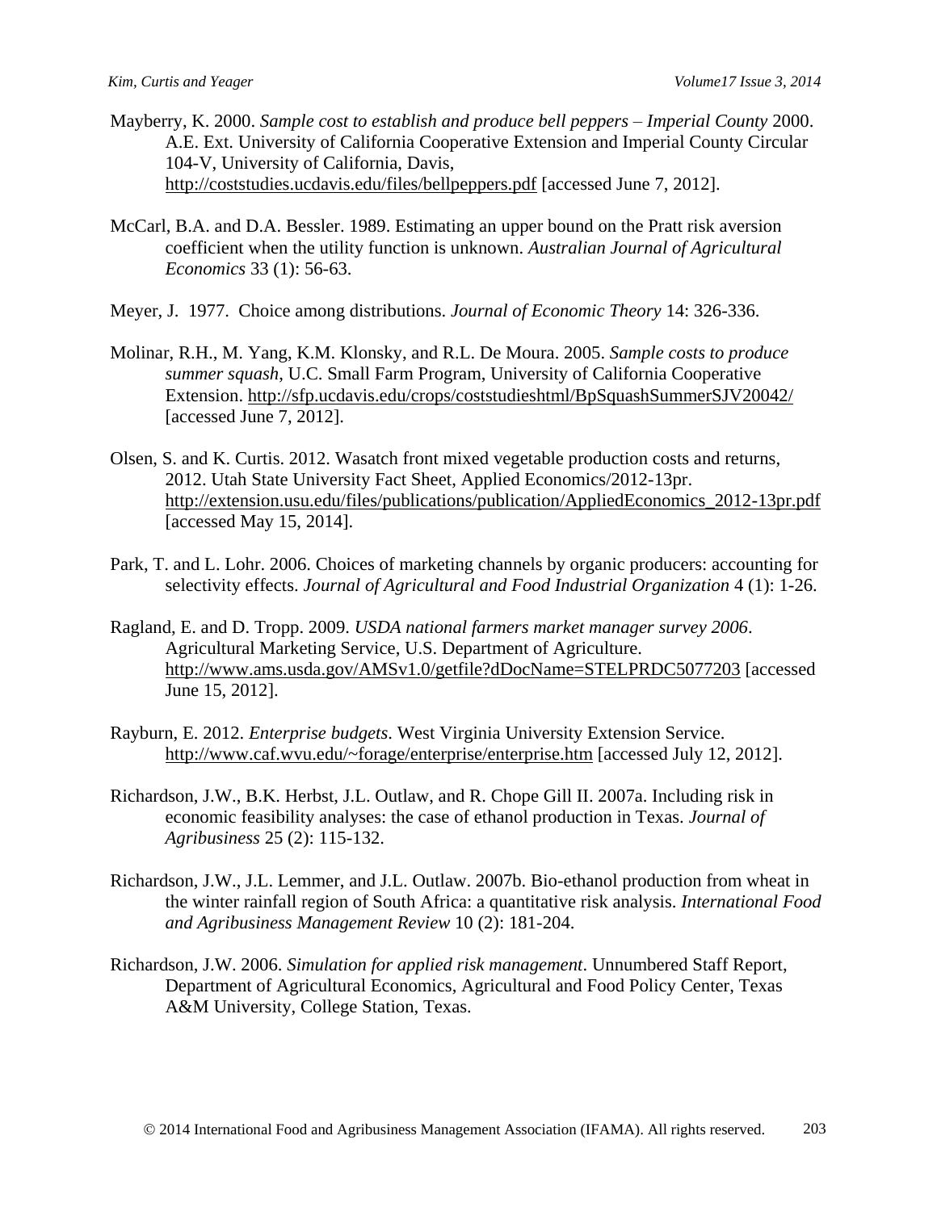Mayberry, K. 2000. *Sample cost to establish and produce bell peppers – Imperial County* 2000. A.E. Ext. University of California Cooperative Extension and Imperial County Circular 104-V, University of California, Davis, http://coststudies.ucdavis.edu/files/bellpeppers.pdf [accessed June 7, 2012].

McCarl, B.A. and D.A. Bessler. 1989. Estimating an upper bound on the Pratt risk aversion coefficient when the utility function is unknown. *Australian Journal of Agricultural Economics* 33 (1): 56-63.

Meyer, J. 1977. Choice among distributions. *Journal of Economic Theory* 14: 326-336.

Molinar, R.H., M. Yang, K.M. Klonsky, and R.L. De Moura. 2005. *Sample costs to produce summer squash*, U.C. Small Farm Program, University of California Cooperative Extension. http://sfp.ucdavis.edu/crops/coststudieshtml/BpSquashSummerSJV20042/ [accessed June 7, 2012].

Olsen, S. and K. Curtis. 2012. Wasatch front mixed vegetable production costs and returns, 2012. Utah State University Fact Sheet, Applied Economics/2012-13pr. http://extension.usu.edu/files/publications/publication/AppliedEconomics_2012-13pr.pdf [accessed May 15, 2014].

Park, T. and L. Lohr. 2006. Choices of marketing channels by organic producers: accounting for selectivity effects. *Journal of Agricultural and Food Industrial Organization* 4 (1): 1-26.

Ragland, E. and D. Tropp. 2009. *USDA national farmers market manager survey 2006*. Agricultural Marketing Service, U.S. Department of Agriculture. http://www.ams.usda.gov/AMSv1.0/getfile?dDocName=STELPRDC5077203 [accessed June 15, 2012].

Rayburn, E. 2012. *Enterprise budgets*. West Virginia University Extension Service. http://www.caf.wvu.edu/~forage/enterprise/enterprise.htm [accessed July 12, 2012].

Richardson, J.W., B.K. Herbst, J.L. Outlaw, and R. Chope Gill II. 2007a. Including risk in economic feasibility analyses: the case of ethanol production in Texas. *Journal of Agribusiness* 25 (2): 115-132.

Richardson, J.W., J.L. Lemmer, and J.L. Outlaw. 2007b. Bio-ethanol production from wheat in the winter rainfall region of South Africa: a quantitative risk analysis. *International Food and Agribusiness Management Review* 10 (2): 181-204.

Richardson, J.W. 2006. *Simulation for applied risk management*. Unnumbered Staff Report, Department of Agricultural Economics, Agricultural and Food Policy Center, Texas A&M University, College Station, Texas.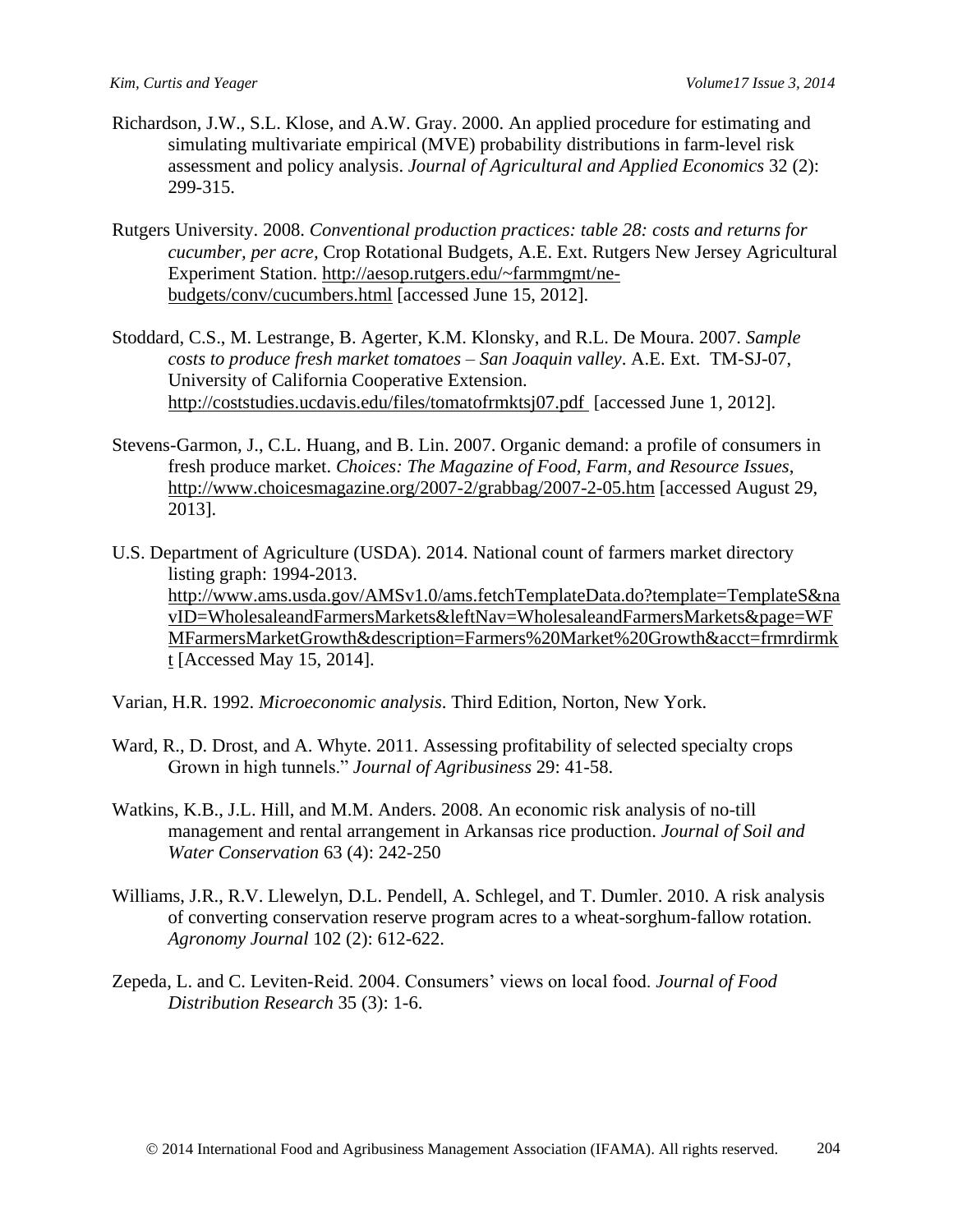Richardson, J.W., S.L. Klose, and A.W. Gray. 2000. An applied procedure for estimating and simulating multivariate empirical (MVE) probability distributions in farm-level risk assessment and policy analysis. *Journal of Agricultural and Applied Economics* 32 (2): 299-315.

Rutgers University. 2008. *Conventional production practices: table 28: costs and returns for cucumber, per acre*, Crop Rotational Budgets, A.E. Ext. Rutgers New Jersey Agricultural Experiment Station. http://aesop.rutgers.edu/~farmmgmt/ne-budgets/conv/cucumbers.html [accessed June 15, 2012].

Stoddard, C.S., M. Lestrange, B. Agerter, K.M. Klonsky, and R.L. De Moura. 2007. *Sample costs to produce fresh market tomatoes – San Joaquin valley*. A.E. Ext. TM-SJ-07, University of California Cooperative Extension. http://coststudies.ucdavis.edu/files/tomatofrmktsj07.pdf [accessed June 1, 2012].

Stevens-Garmon, J., C.L. Huang, and B. Lin. 2007. Organic demand: a profile of consumers in fresh produce market. *Choices: The Magazine of Food, Farm, and Resource Issues*, http://www.choicesmagazine.org/2007-2/grabbag/2007-2-05.htm [accessed August 29, 2013].

U.S. Department of Agriculture (USDA). 2014. National count of farmers market directory listing graph: 1994-2013. http://www.ams.usda.gov/AMSv1.0/ams.fetchTemplateData.do?template=TemplateS&navID=WholesaleandFarmersMarkets&leftNav=WholesaleandFarmersMarkets&page=WFMFarmersMarketGrowth&description=Farmers%20Market%20Growth&acct=frmrdirmkt [Accessed May 15, 2014].

Varian, H.R. 1992. *Microeconomic analysis*. Third Edition, Norton, New York.

Ward, R., D. Drost, and A. Whyte. 2011. Assessing profitability of selected specialty crops Grown in high tunnels." *Journal of Agribusiness* 29: 41-58.

Watkins, K.B., J.L. Hill, and M.M. Anders. 2008. An economic risk analysis of no-till management and rental arrangement in Arkansas rice production. *Journal of Soil and Water Conservation* 63 (4): 242-250

Williams, J.R., R.V. Llewelyn, D.L. Pendell, A. Schlegel, and T. Dumler. 2010. A risk analysis of converting conservation reserve program acres to a wheat-sorghum-fallow rotation. *Agronomy Journal* 102 (2): 612-622.

Zepeda, L. and C. Leviten-Reid. 2004. Consumers' views on local food. *Journal of Food Distribution Research* 35 (3): 1-6.